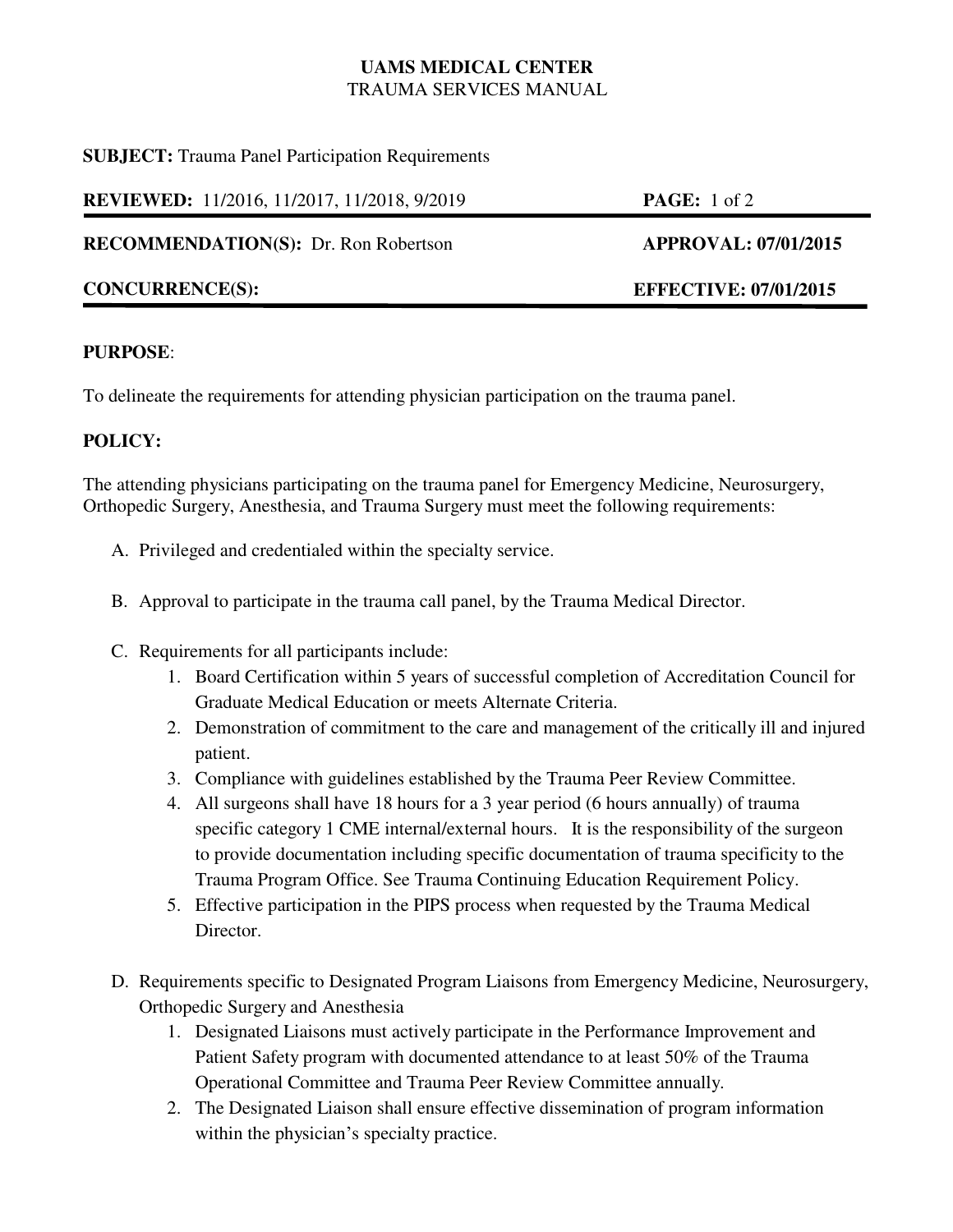**UAMS MEDICAL CENTER**
TRAUMA SERVICES MANUAL

**SUBJECT:** Trauma Panel Participation Requirements

**REVIEWED:** 11/2016, 11/2017, 11/2018, 9/2019

**RECOMMENDATION(S):** Dr. Ron Robertson | **APPROVAL: 07/01/2015**

**CONCURRENCE(S):** | **EFFECTIVE: 07/01/2015**

---

**PURPOSE**:

To delineate the requirements for attending physician participation on the trauma panel.

**POLICY:**

The attending physicians participating on the trauma panel for Emergency Medicine, Neurosurgery, Orthopedic Surgery, Anesthesia, and Trauma Surgery must meet the following requirements:

A. Privileged and credentialed within the specialty service.

B. Approval to participate in the trauma call panel, by the Trauma Medical Director.

C. Requirements for all participants include:
   1. Board Certification within 5 years of successful completion of Accreditation Council for Graduate Medical Education or meets Alternate Criteria.
   2. Demonstration of commitment to the care and management of the critically ill and injured patient.
   3. Compliance with guidelines established by the Trauma Peer Review Committee.
   4. All surgeons shall have 18 hours for a 3 year period (6 hours annually) of trauma specific category 1 CME internal/external hours. It is the responsibility of the surgeon to provide documentation including specific documentation of trauma specificity to the Trauma Program Office. See Trauma Continuing Education Requirement Policy.
   5. Effective participation in the PIPS process when requested by the Trauma Medical Director.

D. Requirements specific to Designated Program Liaisons from Emergency Medicine, Neurosurgery, Orthopedic Surgery and Anesthesia
   1. Designated Liaisons must actively participate in the Performance Improvement and Patient Safety program with documented attendance to at least 50% of the Trauma Operational Committee and Trauma Peer Review Committee annually.
   2. The Designated Liaison shall ensure effective dissemination of program information within the physician's specialty practice.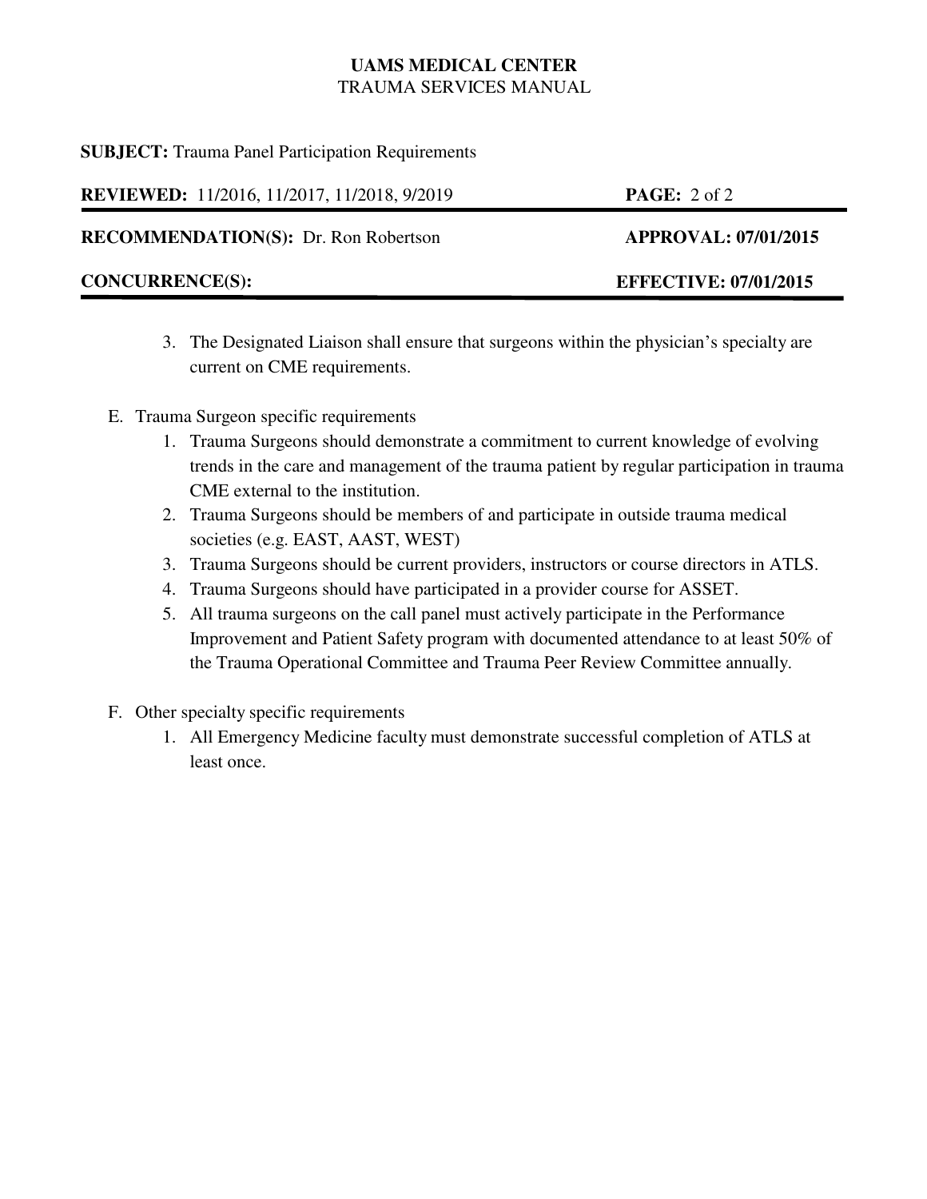3. The Designated Liaison shall ensure that surgeons within the physician's specialty are current on CME requirements.

E. Trauma Surgeon specific requirements
   1. Trauma Surgeons should demonstrate a commitment to current knowledge of evolving trends in the care and management of the trauma patient by regular participation in trauma CME external to the institution.
   2. Trauma Surgeons should be members of and participate in outside trauma medical societies (e.g. EAST, AAST, WEST)
   3. Trauma Surgeons should be current providers, instructors or course directors in ATLS.
   4. Trauma Surgeons should have participated in a provider course for ASSET.
   5. All trauma surgeons on the call panel must actively participate in the Performance Improvement and Patient Safety program with documented attendance to at least 50% of the Trauma Operational Committee and Trauma Peer Review Committee annually.

F. Other specialty specific requirements
   1. All Emergency Medicine faculty must demonstrate successful completion of ATLS at least once.